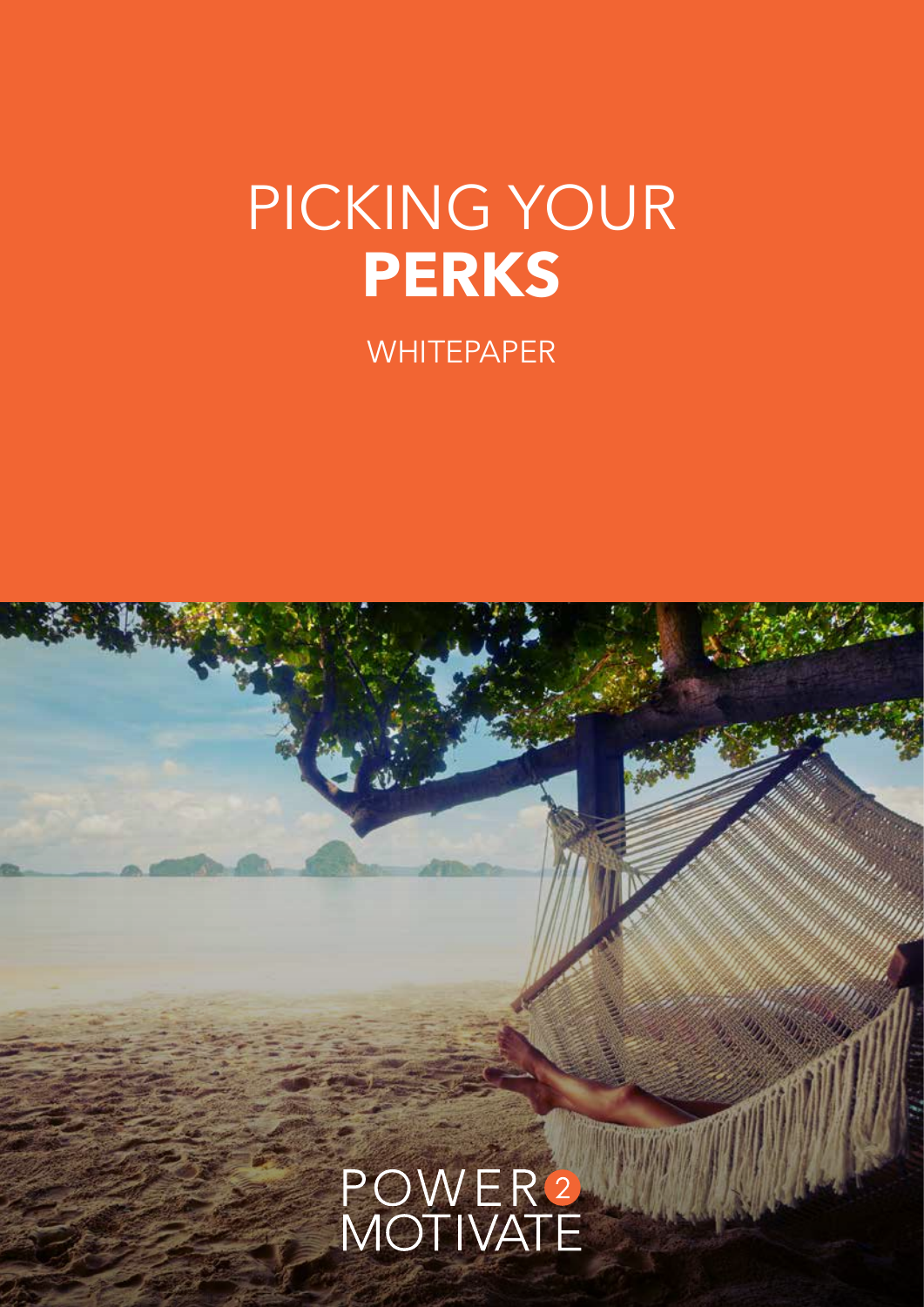# PICKING YOUR **PERKS**

WHITEPAPER

POWER 2 MOTIVATE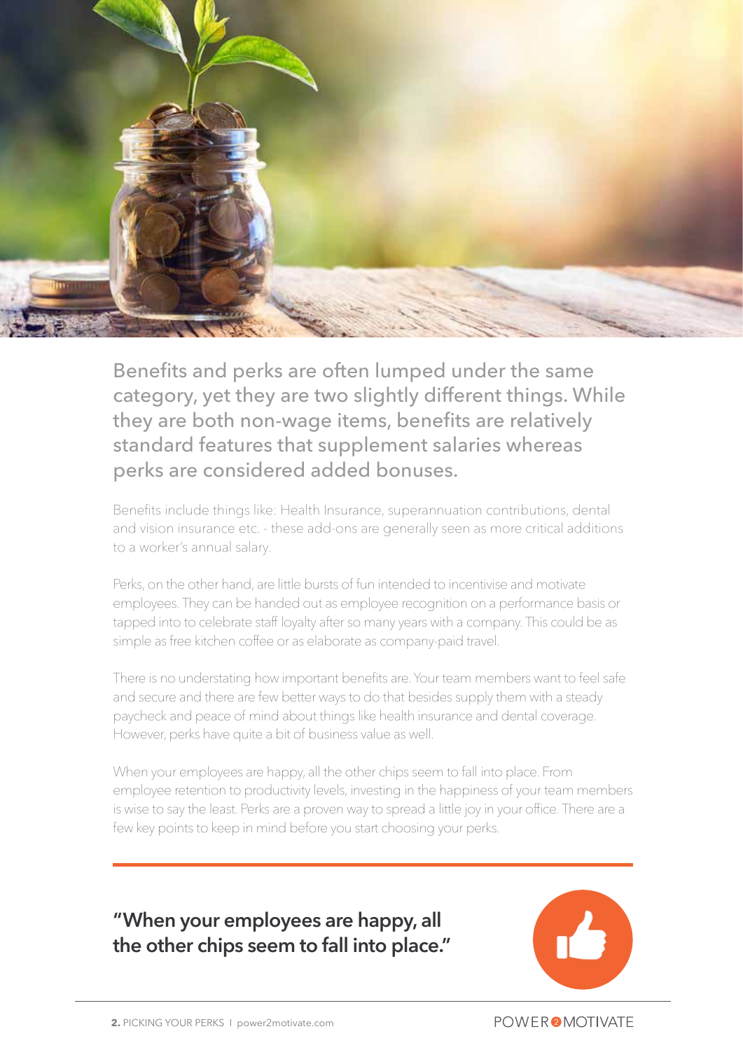Benefits and perks are often lumped under the same category, yet they are two slightly different things. While they are both non-wage items, benefits are relatively standard features that supplement salaries whereas perks are considered added bonuses.

Benefits include things like: Health Insurance, superannuation contributions, dental and vision insurance etc. - these add-ons are generally seen as more critical additions to a worker's annual salary.

Perks, on the other hand, are little bursts of fun intended to incentivise and motivate employees. They can be handed out as employee recognition on a performance basis or tapped into to celebrate staff loyalty after so many years with a company. This could be as simple as free kitchen coffee or as elaborate as company-paid travel.

There is no understating how important benefits are. Your team members want to feel safe and secure and there are few better ways to do that besides supply them with a steady paycheck and peace of mind about things like health insurance and dental coverage. However, perks have quite a bit of business value as well.

When your employees are happy, all the other chips seem to fall into place. From employee retention to productivity levels, investing in the happiness of your team members is wise to say the least. Perks are a proven way to spread a little joy in your office. There are a few key points to keep in mind before you start choosing your perks.

---

**"When your employees are happy, all the other chips seem to fall into place."**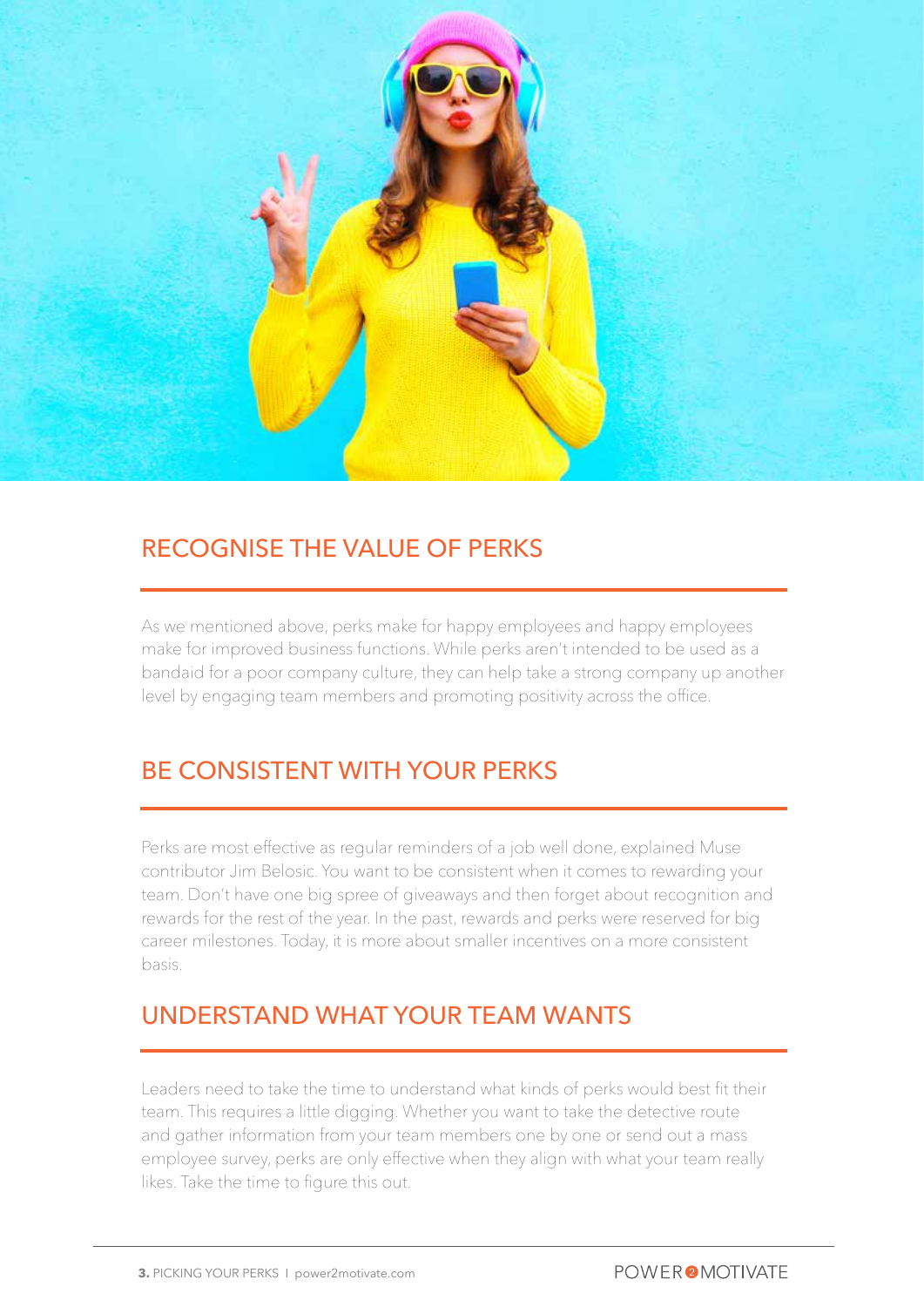## RECOGNISE THE VALUE OF PERKS

As we mentioned above, perks make for happy employees and happy employees make for improved business functions. While perks aren't intended to be used as a bandaid for a poor company culture, they can help take a strong company up another level by engaging team members and promoting positivity across the office.

## BE CONSISTENT WITH YOUR PERKS

Perks are most effective as regular reminders of a job well done, explained Muse contributor Jim Belosic. You want to be consistent when it comes to rewarding your team. Don't have one big spree of giveaways and then forget about recognition and rewards for the rest of the year. In the past, rewards and perks were reserved for big career milestones. Today, it is more about smaller incentives on a more consistent basis.

## UNDERSTAND WHAT YOUR TEAM WANTS

Leaders need to take the time to understand what kinds of perks would best fit their team. This requires a little digging. Whether you want to take the detective route and gather information from your team members one by one or send out a mass employee survey, perks are only effective when they align with what your team really likes. Take the time to figure this out.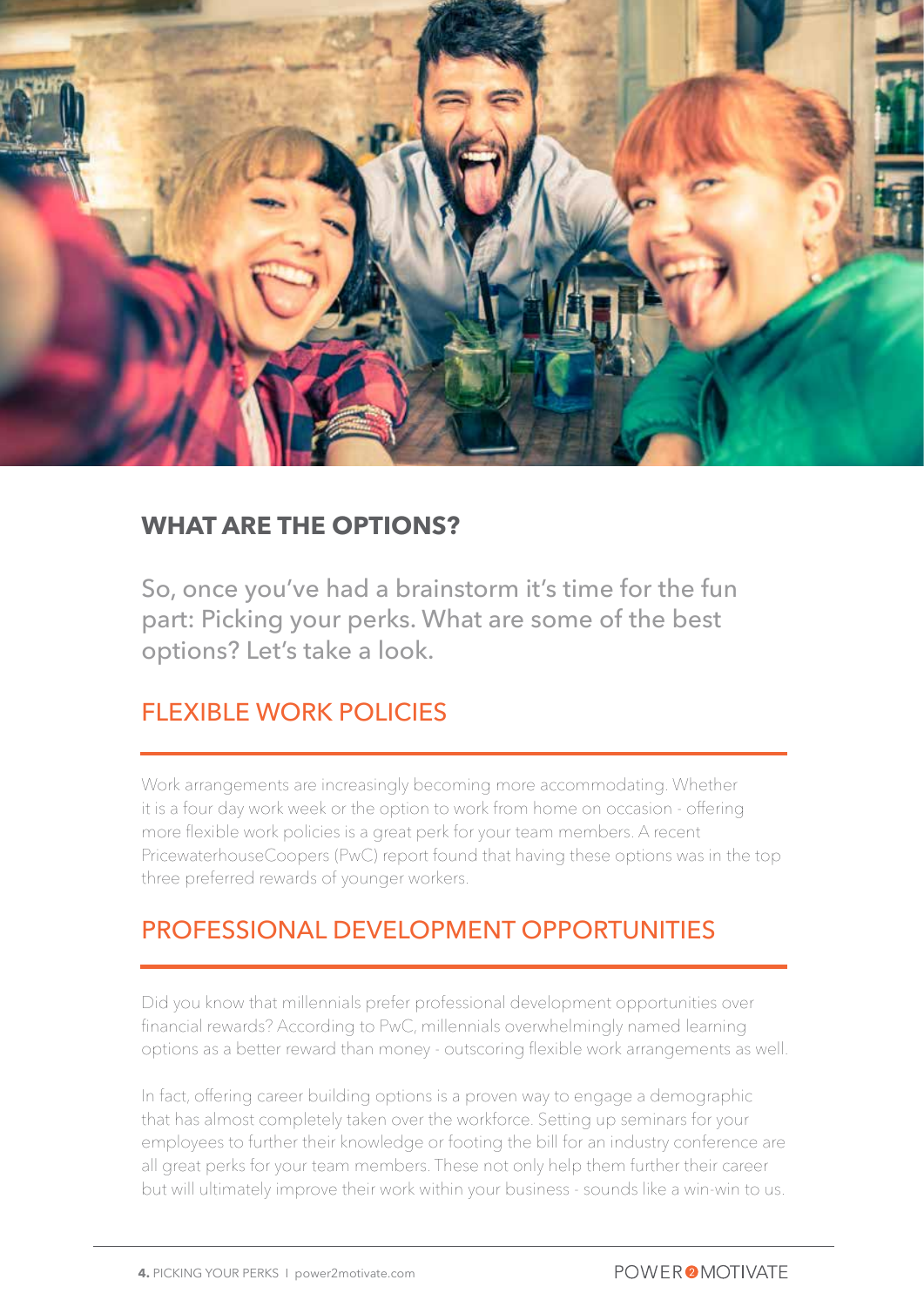## WHAT ARE THE OPTIONS?

So, once you've had a brainstorm it's time for the fun part: Picking your perks. What are some of the best options? Let's take a look.

### FLEXIBLE WORK POLICIES

Work arrangements are increasingly becoming more accommodating. Whether it is a four day work week or the option to work from home on occasion - offering more flexible work policies is a great perk for your team members. A recent PricewaterhouseCoopers (PwC) report found that having these options was in the top three preferred rewards of younger workers.

### PROFESSIONAL DEVELOPMENT OPPORTUNITIES

Did you know that millennials prefer professional development opportunities over financial rewards? According to PwC, millennials overwhelmingly named learning options as a better reward than money - outscoring flexible work arrangements as well.

In fact, offering career building options is a proven way to engage a demographic that has almost completely taken over the workforce. Setting up seminars for your employees to further their knowledge or footing the bill for an industry conference are all great perks for your team members. These not only help them further their career but will ultimately improve their work within your business - sounds like a win-win to us.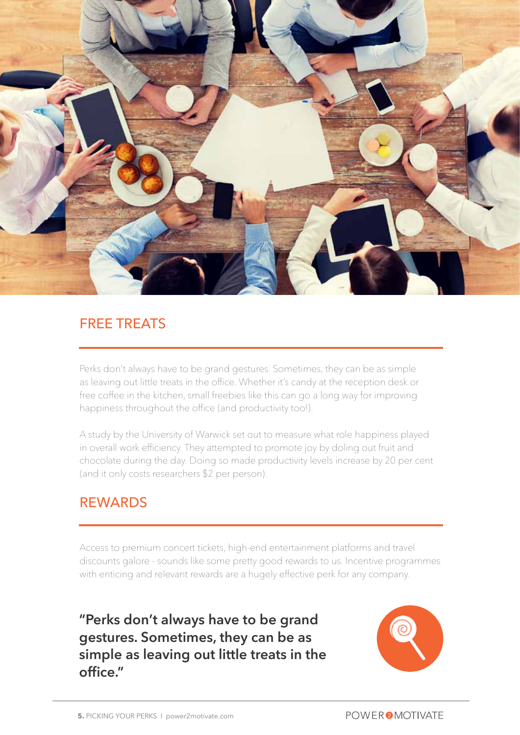## FREE TREATS

Perks don't always have to be grand gestures. Sometimes, they can be as simple as leaving out little treats in the office. Whether it's candy at the reception desk or free coffee in the kitchen, small freebies like this can go a long way for improving happiness throughout the office (and productivity too!).

A study by the University of Warwick set out to measure what role happiness played in overall work efficiency. They attempted to promote joy by doling out fruit and chocolate during the day. Doing so made productivity levels increase by 20 per cent (and it only costs researchers $2 per person).

## REWARDS

Access to premium concert tickets, high-end entertainment platforms and travel discounts galore - sounds like some pretty good rewards to us. Incentive programmes with enticing and relevant rewards are a hugely effective perk for any company.

**"Perks don't always have to be grand gestures. Sometimes, they can be as simple as leaving out little treats in the office."**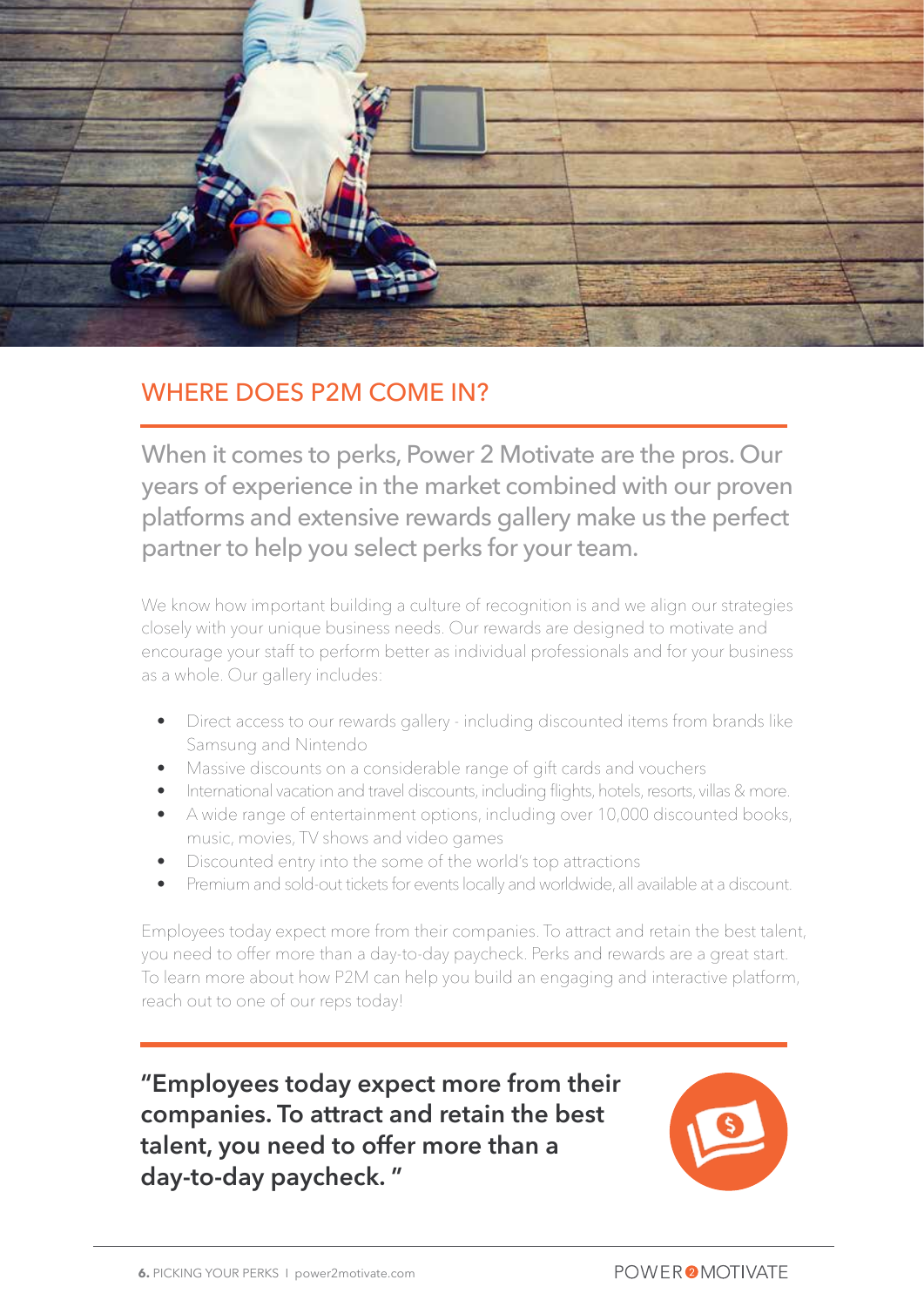## WHERE DOES P2M COME IN?

When it comes to perks, Power 2 Motivate are the pros. Our years of experience in the market combined with our proven platforms and extensive rewards gallery make us the perfect partner to help you select perks for your team.

We know how important building a culture of recognition is and we align our strategies closely with your unique business needs. Our rewards are designed to motivate and encourage your staff to perform better as individual professionals and for your business as a whole. Our gallery includes:

- Direct access to our rewards gallery - including discounted items from brands like Samsung and Nintendo
- Massive discounts on a considerable range of gift cards and vouchers
- International vacation and travel discounts, including flights, hotels, resorts, villas & more.
- A wide range of entertainment options, including over 10,000 discounted books, music, movies, TV shows and video games
- Discounted entry into the some of the world's top attractions
- Premium and sold-out tickets for events locally and worldwide, all available at a discount.

Employees today expect more from their companies. To attract and retain the best talent, you need to offer more than a day-to-day paycheck. Perks and rewards are a great start. To learn more about how P2M can help you build an engaging and interactive platform, reach out to one of our reps today!

**"Employees today expect more from their companies. To attract and retain the best talent, you need to offer more than a day-to-day paycheck. "**